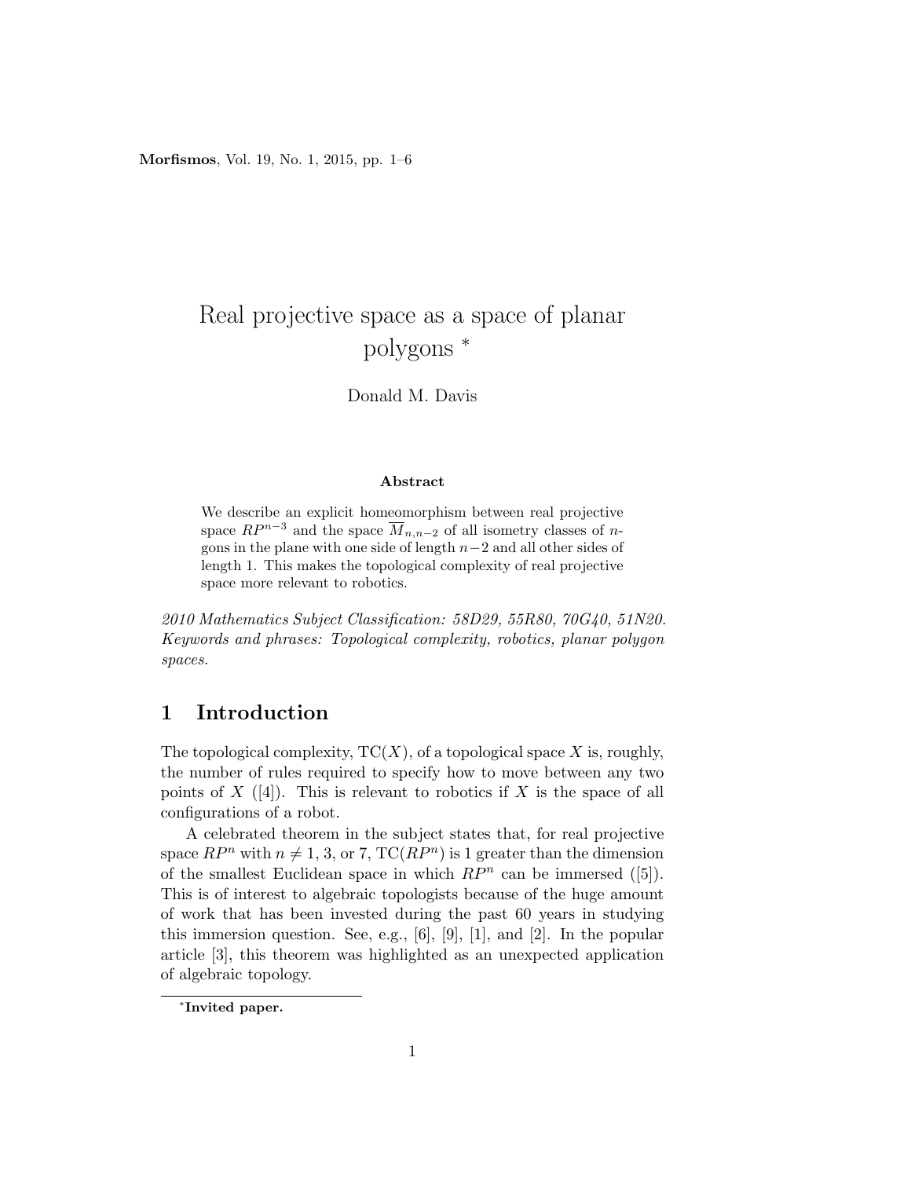# Real projective space as a space of planar polygons *

Donald M. Davis

### Abstract

We describe an explicit homeomorphism between real projective space $RP^{n-3}$ and the space $\overline{M}_{n,n-2}$ of all isometry classes of $n$-gons in the plane with one side of length $n-2$ and all other sides of length 1. This makes the topological complexity of real projective space more relevant to robotics.

*2010 Mathematics Subject Classification: 58D29, 55R80, 70G40, 51N20.*
*Keywords and phrases: Topological complexity, robotics, planar polygon spaces.*

## 1 Introduction

The topological complexity, $\mathrm{TC}(X)$, of a topological space $X$ is, roughly, the number of rules required to specify how to move between any two points of $X$ ([4]). This is relevant to robotics if $X$ is the space of all configurations of a robot.

A celebrated theorem in the subject states that, for real projective space $RP^n$ with $n \neq 1$, 3, or 7, $\mathrm{TC}(RP^n)$ is 1 greater than the dimension of the smallest Euclidean space in which $RP^n$ can be immersed ([5]). This is of interest to algebraic topologists because of the huge amount of work that has been invested during the past 60 years in studying this immersion question. See, e.g., [6], [9], [1], and [2]. In the popular article [3], this theorem was highlighted as an unexpected application of algebraic topology.

*Invited paper.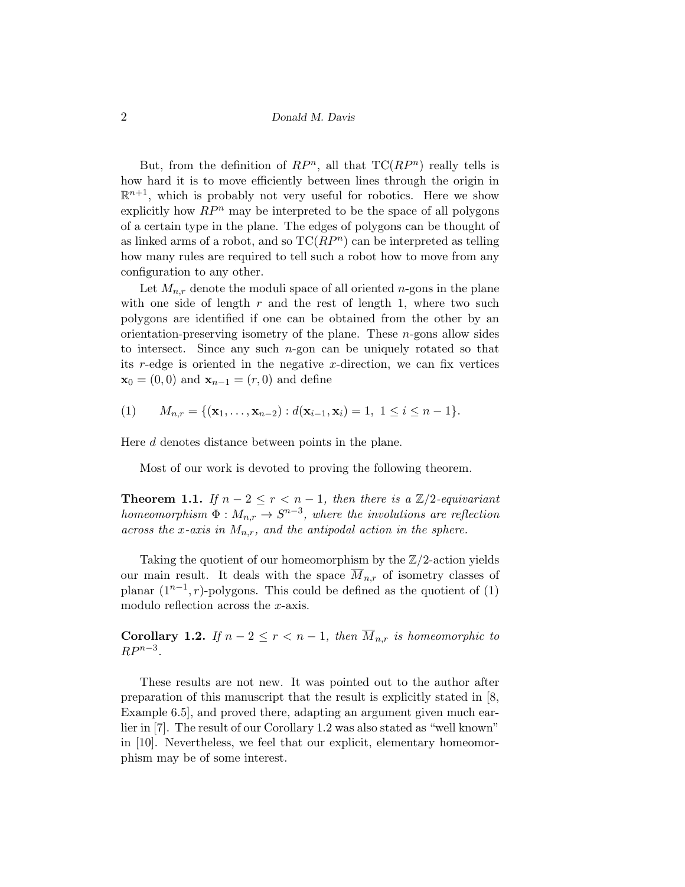But, from the definition of $RP^n$, all that $\mathrm{TC}(RP^n)$ really tells is how hard it is to move efficiently between lines through the origin in $\mathbb{R}^{n+1}$, which is probably not very useful for robotics. Here we show explicitly how $RP^n$ may be interpreted to be the space of all polygons of a certain type in the plane. The edges of polygons can be thought of as linked arms of a robot, and so $\mathrm{TC}(RP^n)$ can be interpreted as telling how many rules are required to tell such a robot how to move from any configuration to any other.

Let $M_{n,r}$ denote the moduli space of all oriented $n$-gons in the plane with one side of length $r$ and the rest of length 1, where two such polygons are identified if one can be obtained from the other by an orientation-preserving isometry of the plane. These $n$-gons allow sides to intersect. Since any such $n$-gon can be uniquely rotated so that its $r$-edge is oriented in the negative $x$-direction, we can fix vertices $\mathbf{x}_0 = (0, 0)$ and $\mathbf{x}_{n-1} = (r, 0)$ and define

$$M_{n,r} = \{(\mathbf{x}_1, \ldots, \mathbf{x}_{n-2}) : d(\mathbf{x}_{i-1}, \mathbf{x}_i) = 1,\ 1 \le i \le n-1\}. \tag{1}$$

Here $d$ denotes distance between points in the plane.

Most of our work is devoted to proving the following theorem.

**Theorem 1.1.** *If $n-2 \le r < n-1$, then there is a $\mathbb{Z}/2$-equivariant homeomorphism $\Phi : M_{n,r} \to S^{n-3}$, where the involutions are reflection across the $x$-axis in $M_{n,r}$, and the antipodal action in the sphere.*

Taking the quotient of our homeomorphism by the $\mathbb{Z}/2$-action yields our main result. It deals with the space $\overline{M}_{n,r}$ of isometry classes of planar $(1^{n-1}, r)$-polygons. This could be defined as the quotient of (1) modulo reflection across the $x$-axis.

**Corollary 1.2.** *If $n-2 \le r < n-1$, then $\overline{M}_{n,r}$ is homeomorphic to $RP^{n-3}$.*

These results are not new. It was pointed out to the author after preparation of this manuscript that the result is explicitly stated in [8, Example 6.5], and proved there, adapting an argument given much earlier in [7]. The result of our Corollary 1.2 was also stated as "well known" in [10]. Nevertheless, we feel that our explicit, elementary homeomorphism may be of some interest.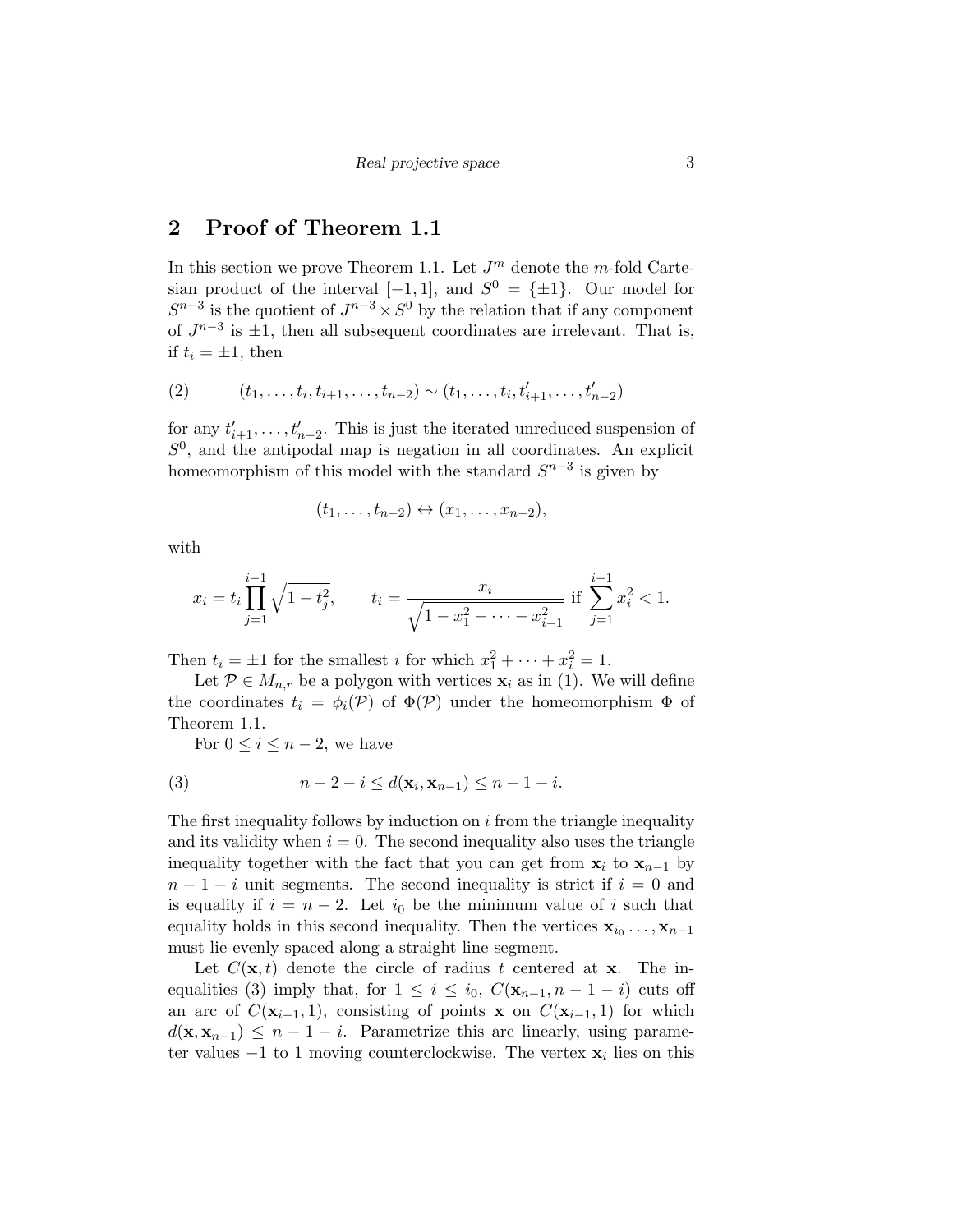## 2 Proof of Theorem 1.1

In this section we prove Theorem 1.1. Let $J^m$ denote the $m$-fold Cartesian product of the interval $[-1, 1]$, and $S^0 = \{\pm 1\}$. Our model for $S^{n-3}$ is the quotient of $J^{n-3} \times S^0$ by the relation that if any component of $J^{n-3}$ is $\pm 1$, then all subsequent coordinates are irrelevant. That is, if $t_i = \pm 1$, then

$$(t_1, \ldots, t_i, t_{i+1}, \ldots, t_{n-2}) \sim (t_1, \ldots, t_i, t'_{i+1}, \ldots, t'_{n-2}) \tag{2}$$

for any $t'_{i+1}, \ldots, t'_{n-2}$. This is just the iterated unreduced suspension of $S^0$, and the antipodal map is negation in all coordinates. An explicit homeomorphism of this model with the standard $S^{n-3}$ is given by

$$(t_1, \ldots, t_{n-2}) \leftrightarrow (x_1, \ldots, x_{n-2}),$$

with

$$x_i = t_i \prod_{j=1}^{i-1} \sqrt{1 - t_j^2}, \qquad t_i = \frac{x_i}{\sqrt{1 - x_1^2 - \cdots - x_{i-1}^2}} \text{ if } \sum_{j=1}^{i-1} x_i^2 < 1.$$

Then $t_i = \pm 1$ for the smallest $i$ for which $x_1^2 + \cdots + x_i^2 = 1$.

Let $\mathcal{P} \in M_{n,r}$ be a polygon with vertices $\mathbf{x}_i$ as in (1). We will define the coordinates $t_i = \phi_i(\mathcal{P})$ of $\Phi(\mathcal{P})$ under the homeomorphism $\Phi$ of Theorem 1.1.

For $0 \le i \le n-2$, we have

$$n - 2 - i \le d(\mathbf{x}_i, \mathbf{x}_{n-1}) \le n - 1 - i. \tag{3}$$

The first inequality follows by induction on $i$ from the triangle inequality and its validity when $i = 0$. The second inequality also uses the triangle inequality together with the fact that you can get from $\mathbf{x}_i$ to $\mathbf{x}_{n-1}$ by $n - 1 - i$ unit segments. The second inequality is strict if $i = 0$ and is equality if $i = n - 2$. Let $i_0$ be the minimum value of $i$ such that equality holds in this second inequality. Then the vertices $\mathbf{x}_{i_0} \ldots, \mathbf{x}_{n-1}$ must lie evenly spaced along a straight line segment.

Let $C(\mathbf{x}, t)$ denote the circle of radius $t$ centered at $\mathbf{x}$. The inequalities (3) imply that, for $1 \le i \le i_0$, $C(\mathbf{x}_{n-1}, n-1-i)$ cuts off an arc of $C(\mathbf{x}_{i-1}, 1)$, consisting of points $\mathbf{x}$ on $C(\mathbf{x}_{i-1}, 1)$ for which $d(\mathbf{x}, \mathbf{x}_{n-1}) \le n - 1 - i$. Parametrize this arc linearly, using parameter values $-1$ to $1$ moving counterclockwise. The vertex $\mathbf{x}_i$ lies on this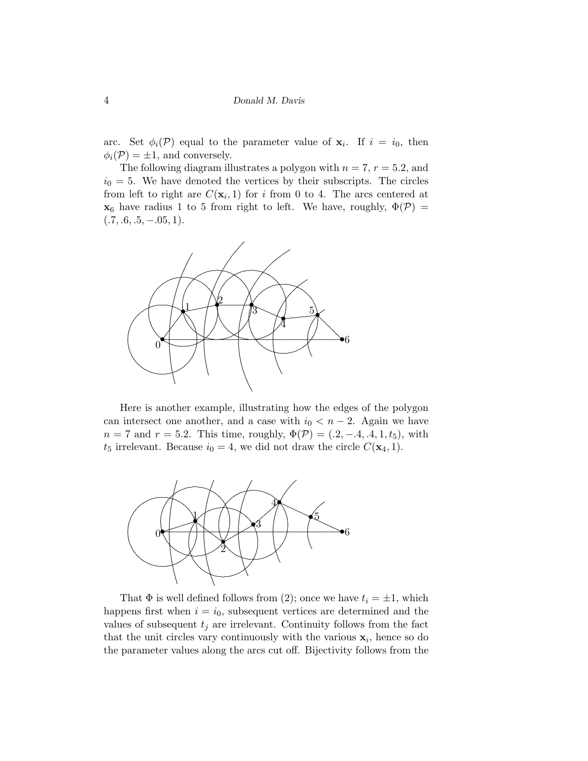arc. Set $\phi_i(\mathcal{P})$ equal to the parameter value of $\mathbf{x}_i$. If $i = i_0$, then $\phi_i(\mathcal{P}) = \pm 1$, and conversely.

The following diagram illustrates a polygon with $n = 7$, $r = 5.2$, and $i_0 = 5$. We have denoted the vertices by their subscripts. The circles from left to right are $C(\mathbf{x}_i, 1)$ for $i$ from 0 to 4. The arcs centered at $\mathbf{x}_6$ have radius 1 to 5 from right to left. We have, roughly, $\Phi(\mathcal{P}) = (.7, .6, .5, -.05, 1)$.

Here is another example, illustrating how the edges of the polygon can intersect one another, and a case with $i_0 < n - 2$. Again we have $n = 7$ and $r = 5.2$. This time, roughly, $\Phi(\mathcal{P}) = (.2, -.4, .4, 1, t_5)$, with $t_5$ irrelevant. Because $i_0 = 4$, we did not draw the circle $C(\mathbf{x}_4, 1)$.

That $\Phi$ is well defined follows from (2); once we have $t_i = \pm 1$, which happens first when $i = i_0$, subsequent vertices are determined and the values of subsequent $t_j$ are irrelevant. Continuity follows from the fact that the unit circles vary continuously with the various $\mathbf{x}_i$, hence so do the parameter values along the arcs cut off. Bijectivity follows from the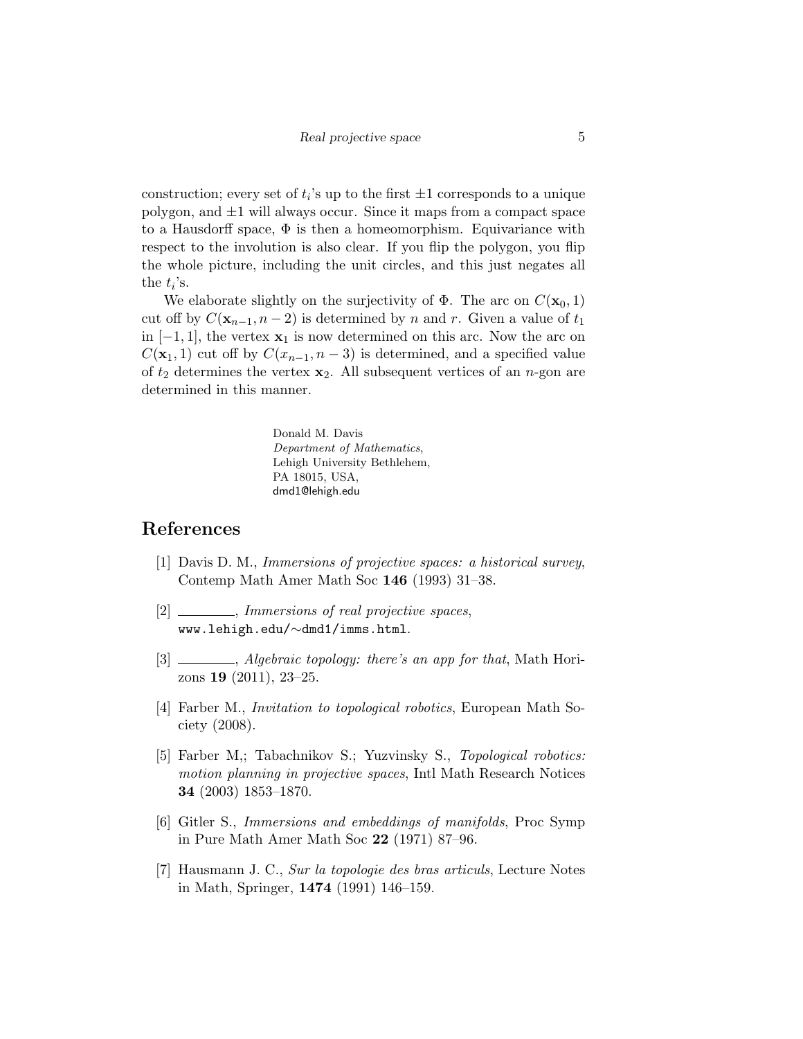construction; every set of $t_i$'s up to the first $\pm 1$ corresponds to a unique polygon, and $\pm 1$ will always occur. Since it maps from a compact space to a Hausdorff space, $\Phi$ is then a homeomorphism. Equivariance with respect to the involution is also clear. If you flip the polygon, you flip the whole picture, including the unit circles, and this just negates all the $t_i$'s.

We elaborate slightly on the surjectivity of $\Phi$. The arc on $C(\mathbf{x}_0, 1)$ cut off by $C(\mathbf{x}_{n-1}, n-2)$ is determined by $n$ and $r$. Given a value of $t_1$ in $[-1, 1]$, the vertex $\mathbf{x}_1$ is now determined on this arc. Now the arc on $C(\mathbf{x}_1, 1)$ cut off by $C(x_{n-1}, n-3)$ is determined, and a specified value of $t_2$ determines the vertex $\mathbf{x}_2$. All subsequent vertices of an $n$-gon are determined in this manner.

Donald M. Davis
*Department of Mathematics*,
Lehigh University Bethlehem,
PA 18015, USA,
dmd1@lehigh.edu

## References

[1] Davis D. M., *Immersions of projective spaces: a historical survey*, Contemp Math Amer Math Soc **146** (1993) 31–38.

[2] ———, *Immersions of real projective spaces*, `www.lehigh.edu/~dmd1/imms.html`.

[3] ———, *Algebraic topology: there's an app for that*, Math Horizons **19** (2011), 23–25.

[4] Farber M., *Invitation to topological robotics*, European Math Society (2008).

[5] Farber M,; Tabachnikov S.; Yuzvinsky S., *Topological robotics: motion planning in projective spaces*, Intl Math Research Notices **34** (2003) 1853–1870.

[6] Gitler S., *Immersions and embeddings of manifolds*, Proc Symp in Pure Math Amer Math Soc **22** (1971) 87–96.

[7] Hausmann J. C., *Sur la topologie des bras articuls*, Lecture Notes in Math, Springer, **1474** (1991) 146–159.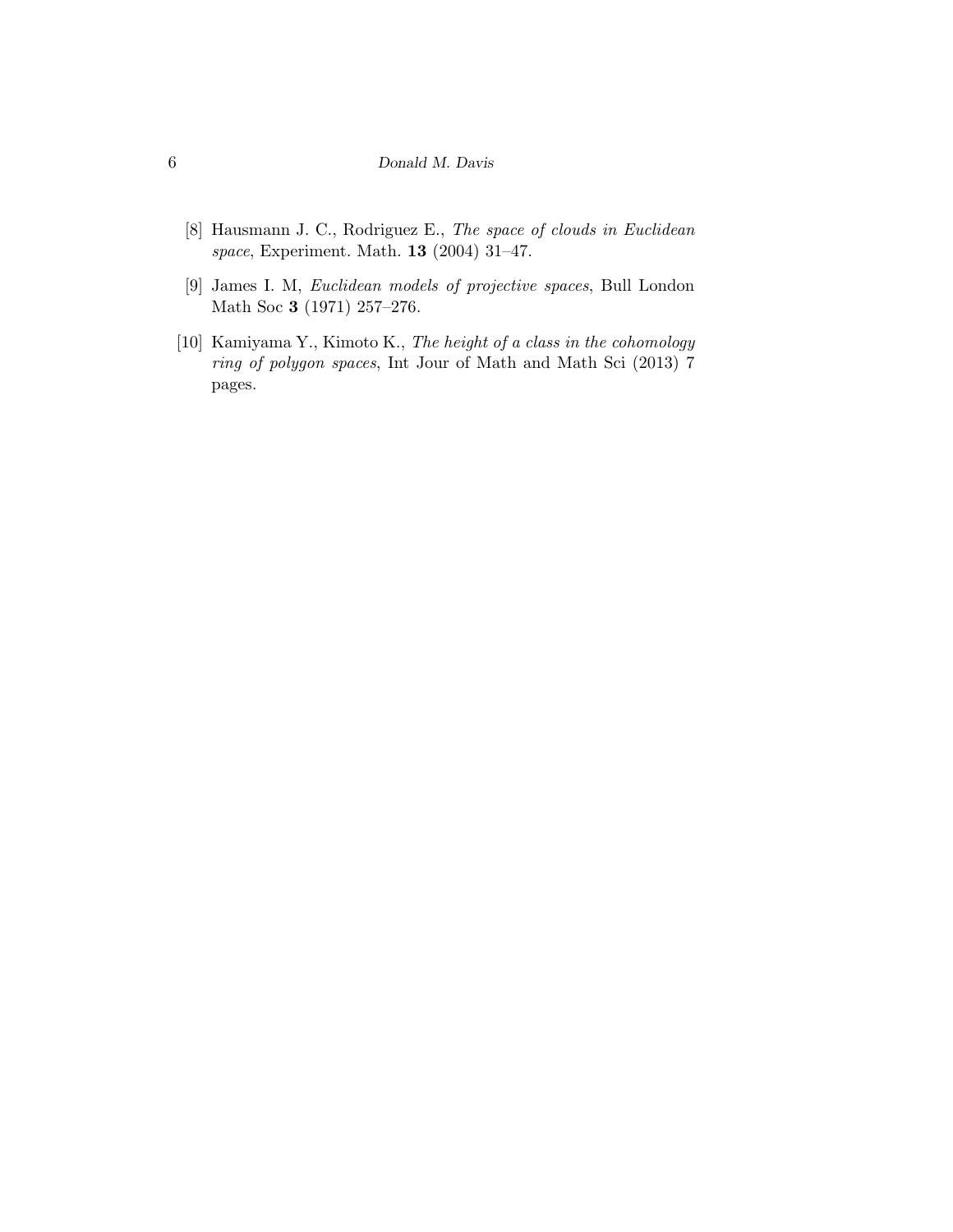[8] Hausmann J. C., Rodriguez E., *The space of clouds in Euclidean space*, Experiment. Math. **13** (2004) 31–47.

[9] James I. M, *Euclidean models of projective spaces*, Bull London Math Soc **3** (1971) 257–276.

[10] Kamiyama Y., Kimoto K., *The height of a class in the cohomology ring of polygon spaces*, Int Jour of Math and Math Sci (2013) 7 pages.